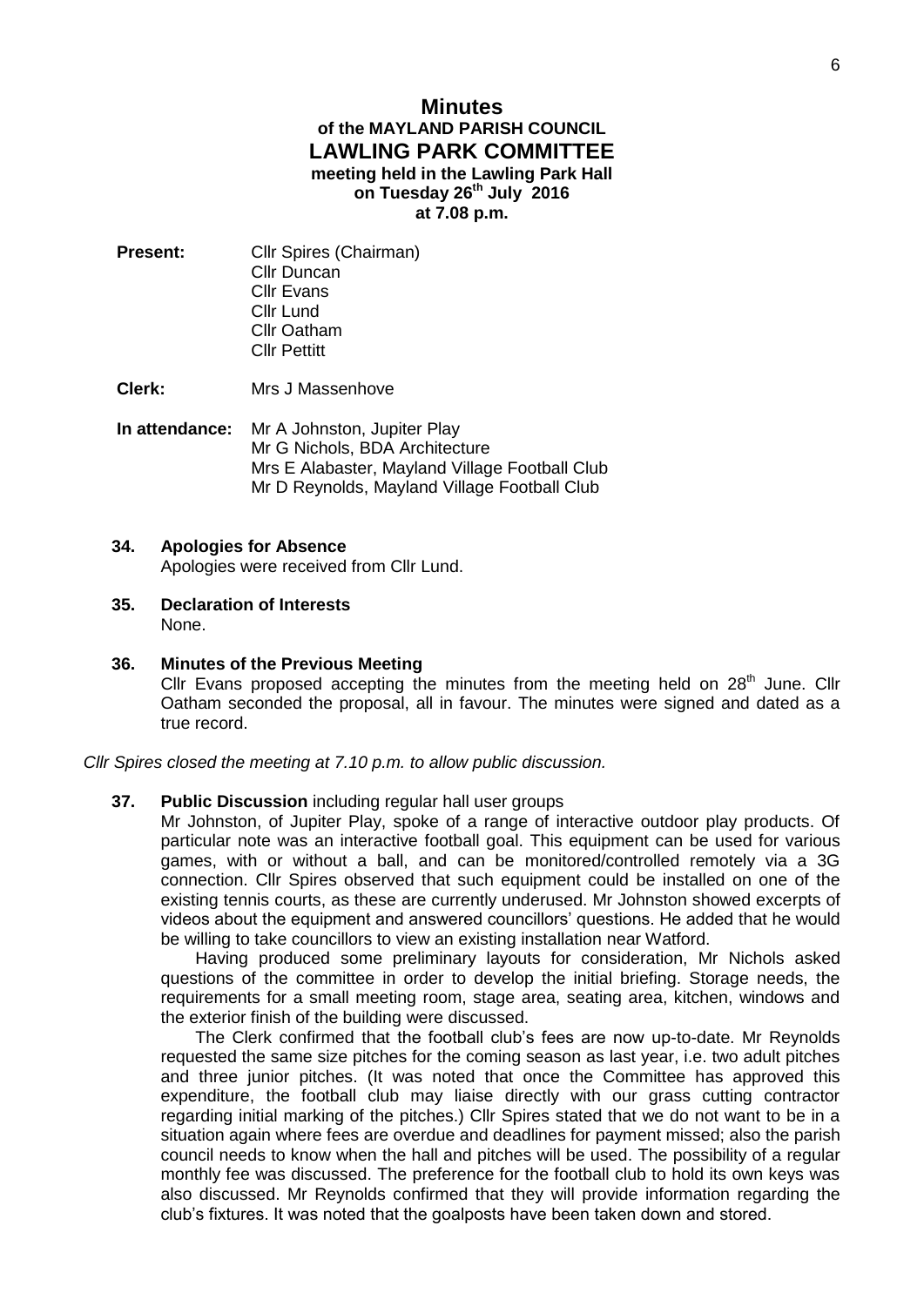# Minutes
## of the MAYLAND PARISH COUNCIL
## LAWLING PARK COMMITTEE
### meeting held in the Lawling Park Hall on Tuesday 26th July 2016 at 7.08 p.m.

**Present:** Cllr Spires (Chairman)
Cllr Duncan
Cllr Evans
Cllr Lund
Cllr Oatham
Cllr Pettitt

**Clerk:** Mrs J Massenhove

**In attendance:** Mr A Johnston, Jupiter Play
Mr G Nichols, BDA Architecture
Mrs E Alabaster, Mayland Village Football Club
Mr D Reynolds, Mayland Village Football Club

**34. Apologies for Absence**
Apologies were received from Cllr Lund.

**35. Declaration of Interests**
None.

**36. Minutes of the Previous Meeting**
Cllr Evans proposed accepting the minutes from the meeting held on 28th June. Cllr Oatham seconded the proposal, all in favour. The minutes were signed and dated as a true record.

*Cllr Spires closed the meeting at 7.10 p.m. to allow public discussion.*

**37. Public Discussion** including regular hall user groups
Mr Johnston, of Jupiter Play, spoke of a range of interactive outdoor play products. Of particular note was an interactive football goal. This equipment can be used for various games, with or without a ball, and can be monitored/controlled remotely via a 3G connection. Cllr Spires observed that such equipment could be installed on one of the existing tennis courts, as these are currently underused. Mr Johnston showed excerpts of videos about the equipment and answered councillors' questions. He added that he would be willing to take councillors to view an existing installation near Watford.

Having produced some preliminary layouts for consideration, Mr Nichols asked questions of the committee in order to develop the initial briefing. Storage needs, the requirements for a small meeting room, stage area, seating area, kitchen, windows and the exterior finish of the building were discussed.

The Clerk confirmed that the football club's fees are now up-to-date. Mr Reynolds requested the same size pitches for the coming season as last year, i.e. two adult pitches and three junior pitches. (It was noted that once the Committee has approved this expenditure, the football club may liaise directly with our grass cutting contractor regarding initial marking of the pitches.) Cllr Spires stated that we do not want to be in a situation again where fees are overdue and deadlines for payment missed; also the parish council needs to know when the hall and pitches will be used. The possibility of a regular monthly fee was discussed. The preference for the football club to hold its own keys was also discussed. Mr Reynolds confirmed that they will provide information regarding the club's fixtures. It was noted that the goalposts have been taken down and stored.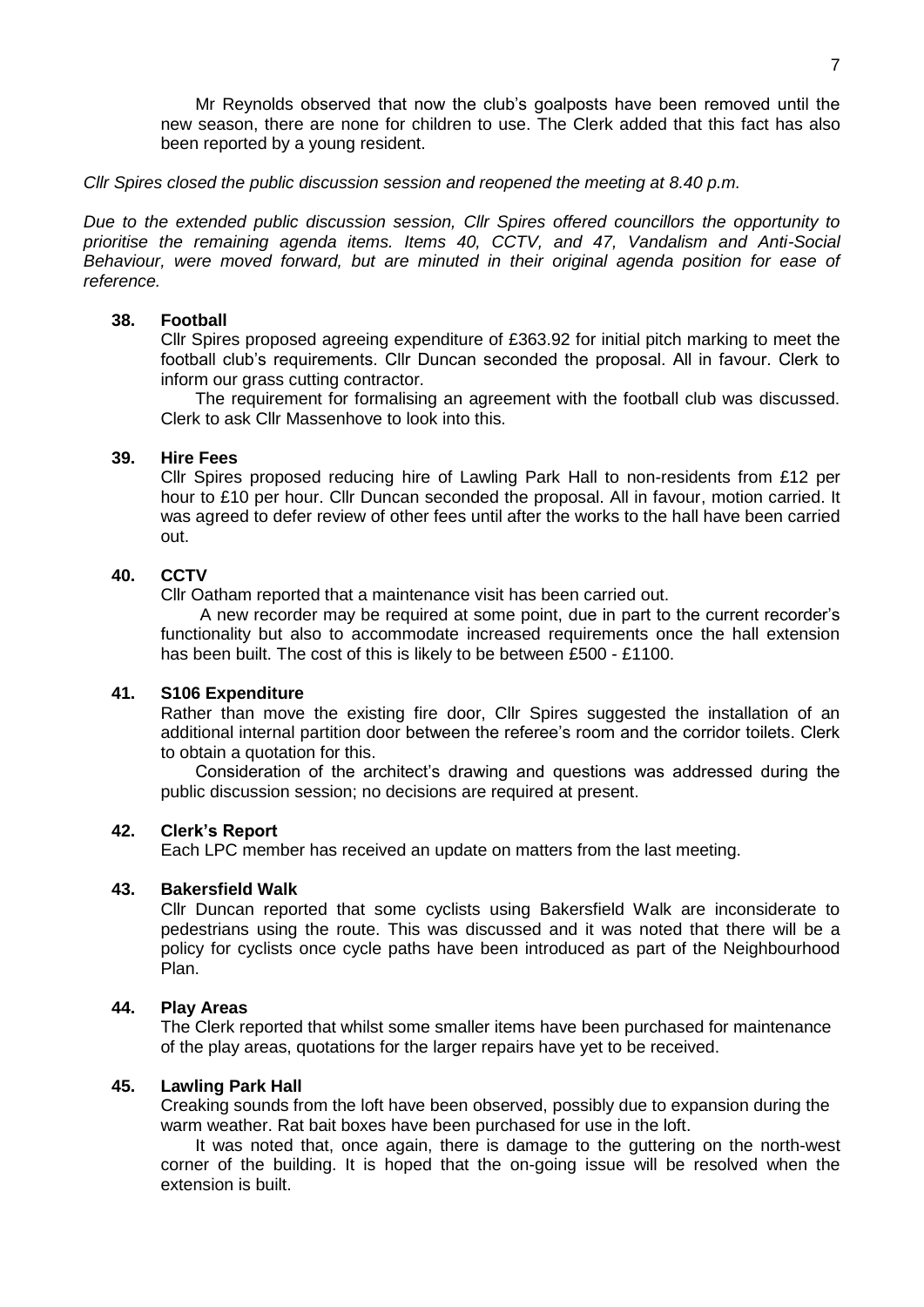Mr Reynolds observed that now the club's goalposts have been removed until the new season, there are none for children to use. The Clerk added that this fact has also been reported by a young resident.

*Cllr Spires closed the public discussion session and reopened the meeting at 8.40 p.m.*

*Due to the extended public discussion session, Cllr Spires offered councillors the opportunity to prioritise the remaining agenda items. Items 40, CCTV, and 47, Vandalism and Anti-Social Behaviour, were moved forward, but are minuted in their original agenda position for ease of reference.*

**38. Football**

Cllr Spires proposed agreeing expenditure of £363.92 for initial pitch marking to meet the football club's requirements. Cllr Duncan seconded the proposal. All in favour. Clerk to inform our grass cutting contractor.

The requirement for formalising an agreement with the football club was discussed. Clerk to ask Cllr Massenhove to look into this.

**39. Hire Fees**

Cllr Spires proposed reducing hire of Lawling Park Hall to non-residents from £12 per hour to £10 per hour. Cllr Duncan seconded the proposal. All in favour, motion carried. It was agreed to defer review of other fees until after the works to the hall have been carried out.

**40. CCTV**

Cllr Oatham reported that a maintenance visit has been carried out.

A new recorder may be required at some point, due in part to the current recorder's functionality but also to accommodate increased requirements once the hall extension has been built. The cost of this is likely to be between £500 - £1100.

**41. S106 Expenditure**

Rather than move the existing fire door, Cllr Spires suggested the installation of an additional internal partition door between the referee's room and the corridor toilets. Clerk to obtain a quotation for this.

Consideration of the architect's drawing and questions was addressed during the public discussion session; no decisions are required at present.

**42. Clerk's Report**

Each LPC member has received an update on matters from the last meeting.

**43. Bakersfield Walk**

Cllr Duncan reported that some cyclists using Bakersfield Walk are inconsiderate to pedestrians using the route. This was discussed and it was noted that there will be a policy for cyclists once cycle paths have been introduced as part of the Neighbourhood Plan.

**44. Play Areas**

The Clerk reported that whilst some smaller items have been purchased for maintenance of the play areas, quotations for the larger repairs have yet to be received.

**45. Lawling Park Hall**

Creaking sounds from the loft have been observed, possibly due to expansion during the warm weather. Rat bait boxes have been purchased for use in the loft.

It was noted that, once again, there is damage to the guttering on the north-west corner of the building. It is hoped that the on-going issue will be resolved when the extension is built.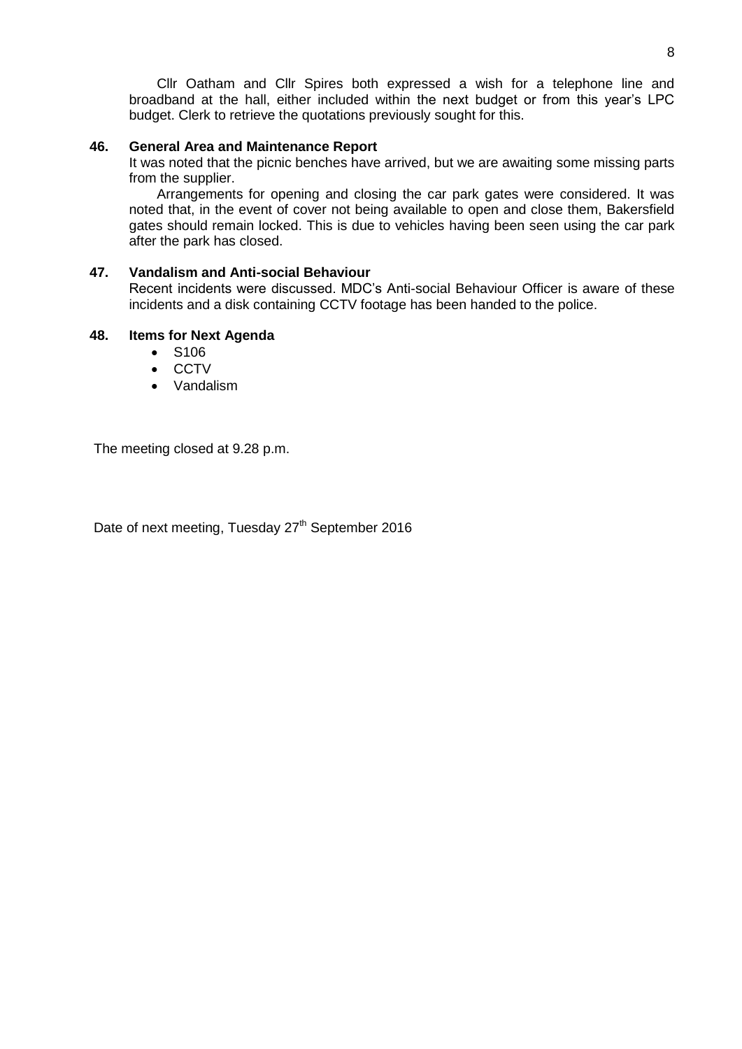Cllr Oatham and Cllr Spires both expressed a wish for a telephone line and broadband at the hall, either included within the next budget or from this year's LPC budget. Clerk to retrieve the quotations previously sought for this.

### 46. General Area and Maintenance Report

It was noted that the picnic benches have arrived, but we are awaiting some missing parts from the supplier.

Arrangements for opening and closing the car park gates were considered. It was noted that, in the event of cover not being available to open and close them, Bakersfield gates should remain locked. This is due to vehicles having been seen using the car park after the park has closed.

### 47. Vandalism and Anti-social Behaviour

Recent incidents were discussed. MDC's Anti-social Behaviour Officer is aware of these incidents and a disk containing CCTV footage has been handed to the police.

### 48. Items for Next Agenda

- S106
- CCTV
- Vandalism

The meeting closed at 9.28 p.m.

Date of next meeting, Tuesday 27th September 2016